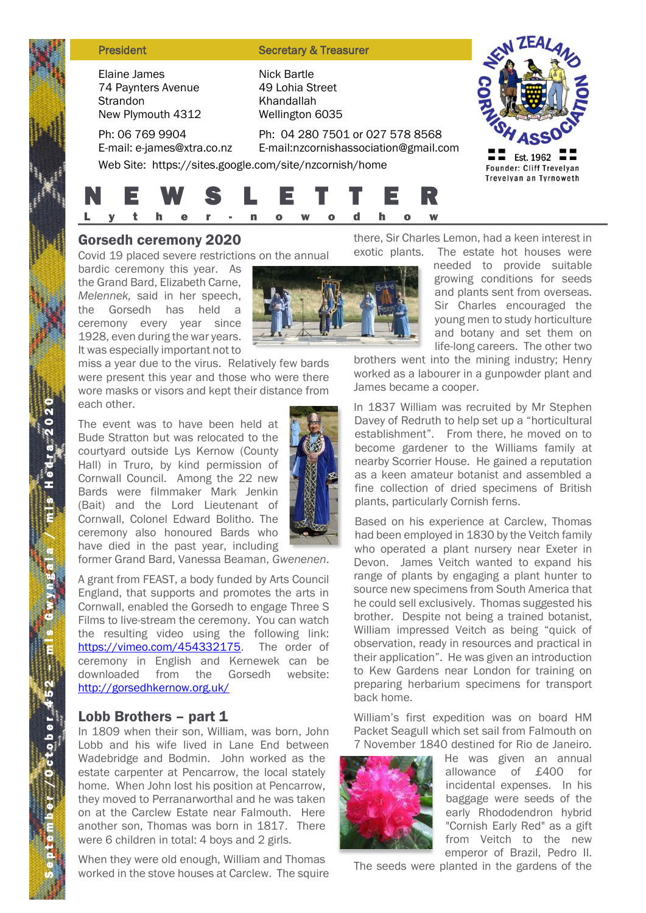| President | Secretary & Treasurer |
|---|---|
| Elaine James<br>74 Paynters Avenue<br>Strandon<br>New Plymouth 4312 | Nick Bartle<br>49 Lohia Street<br>Khandallah<br>Wellington 6035 |
| Ph: 06 769 9904<br>E-mail: e-james@xtra.co.nz | Ph: 04 280 7501 or 027 578 8568<br>E-mail:nzcornishassociation@gmail.com |

Web Site: https://sites.google.com/site/nzcornish/home

NEW ZEALAND CORNISH ASSOCIATION
Est. 1962
Founder: Cliff Trevelyan
Trevelyan an Tyrnoweth

# NEWSLETTER

Lyther-nowodhow

September/October 452 – mis Gwyngala / mis Hedra 2020

## Gorsedh ceremony 2020

Covid 19 placed severe restrictions on the annual bardic ceremony this year. As the Grand Bard, Elizabeth Carne, *Melennek,* said in her speech, the Gorsedh has held a ceremony every year since 1928, even during the war years. It was especially important not to miss a year due to the virus. Relatively few bards were present this year and those who were there wore masks or visors and kept their distance from each other.

The event was to have been held at Bude Stratton but was relocated to the courtyard outside Lys Kernow (County Hall) in Truro, by kind permission of Cornwall Council. Among the 22 new Bards were filmmaker Mark Jenkin (Bait) and the Lord Lieutenant of Cornwall, Colonel Edward Bolitho. The ceremony also honoured Bards who have died in the past year, including former Grand Bard, Vanessa Beaman, *Gwenenen*.

A grant from FEAST, a body funded by Arts Council England, that supports and promotes the arts in Cornwall, enabled the Gorsedh to engage Three S Films to live-stream the ceremony. You can watch the resulting video using the following link: https://vimeo.com/454332175. The order of ceremony in English and Kernewek can be downloaded from the Gorsedh website: http://gorsedhkernow.org.uk/

## Lobb Brothers – part 1

In 1809 when their son, William, was born, John Lobb and his wife lived in Lane End between Wadebridge and Bodmin. John worked as the estate carpenter at Pencarrow, the local stately home. When John lost his position at Pencarrow, they moved to Perranarworthal and he was taken on at the Carclew Estate near Falmouth. Here another son, Thomas was born in 1817. There were 6 children in total: 4 boys and 2 girls.

When they were old enough, William and Thomas worked in the stove houses at Carclew. The squire there, Sir Charles Lemon, had a keen interest in exotic plants. The estate hot houses were needed to provide suitable growing conditions for seeds and plants sent from overseas. Sir Charles encouraged the young men to study horticulture and botany and set them on life-long careers. The other two brothers went into the mining industry; Henry worked as a labourer in a gunpowder plant and James became a cooper.

In 1837 William was recruited by Mr Stephen Davey of Redruth to help set up a "horticultural establishment". From there, he moved on to become gardener to the Williams family at nearby Scorrier House. He gained a reputation as a keen amateur botanist and assembled a fine collection of dried specimens of British plants, particularly Cornish ferns.

Based on his experience at Carclew, Thomas had been employed in 1830 by the Veitch family who operated a plant nursery near Exeter in Devon. James Veitch wanted to expand his range of plants by engaging a plant hunter to source new specimens from South America that he could sell exclusively. Thomas suggested his brother. Despite not being a trained botanist, William impressed Veitch as being "quick of observation, ready in resources and practical in their application". He was given an introduction to Kew Gardens near London for training on preparing herbarium specimens for transport back home.

William's first expedition was on board HM Packet Seagull which set sail from Falmouth on 7 November 1840 destined for Rio de Janeiro. He was given an annual allowance of £400 for incidental expenses. In his baggage were seeds of the early Rhododendron hybrid "Cornish Early Red" as a gift from Veitch to the new emperor of Brazil, Pedro II. The seeds were planted in the gardens of the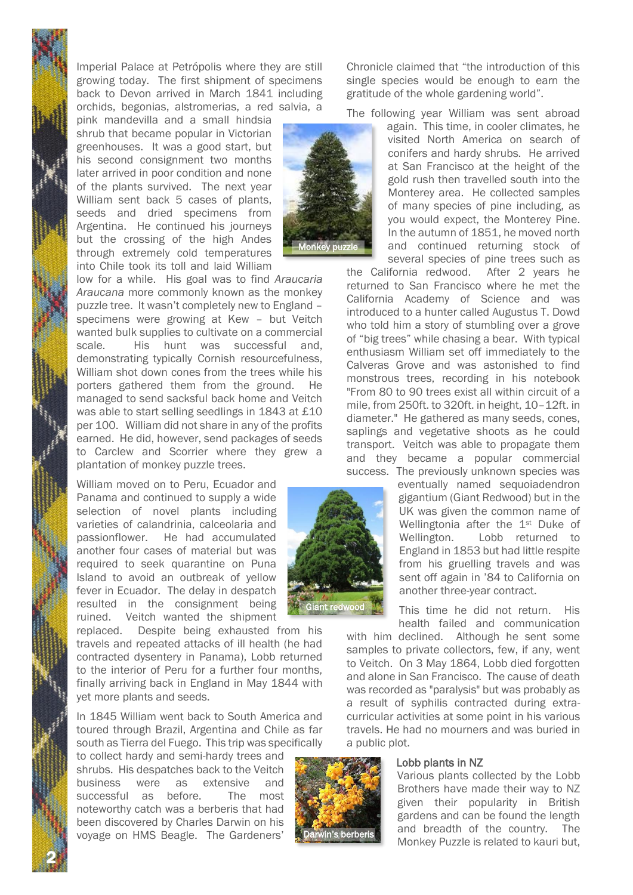Imperial Palace at Petrópolis where they are still growing today. The first shipment of specimens back to Devon arrived in March 1841 including orchids, begonias, alstromerias, a red salvia, a pink mandevilla and a small hindsia shrub that became popular in Victorian greenhouses. It was a good start, but his second consignment two months later arrived in poor condition and none of the plants survived. The next year William sent back 5 cases of plants, seeds and dried specimens from Argentina. He continued his journeys but the crossing of the high Andes through extremely cold temperatures into Chile took its toll and laid William low for a while. His goal was to find *Araucaria Araucana* more commonly known as the monkey puzzle tree. It wasn't completely new to England – specimens were growing at Kew – but Veitch wanted bulk supplies to cultivate on a commercial scale. His hunt was successful and, demonstrating typically Cornish resourcefulness, William shot down cones from the trees while his porters gathered them from the ground. He managed to send sacksful back home and Veitch was able to start selling seedlings in 1843 at £10 per 100. William did not share in any of the profits earned. He did, however, send packages of seeds to Carclew and Scorrier where they grew a plantation of monkey puzzle trees.

Monkey puzzle

William moved on to Peru, Ecuador and Panama and continued to supply a wide selection of novel plants including varieties of calandrinia, calceolaria and passionflower. He had accumulated another four cases of material but was required to seek quarantine on Puna Island to avoid an outbreak of yellow fever in Ecuador. The delay in despatch resulted in the consignment being ruined. Veitch wanted the shipment replaced. Despite being exhausted from his travels and repeated attacks of ill health (he had contracted dysentery in Panama), Lobb returned to the interior of Peru for a further four months, finally arriving back in England in May 1844 with yet more plants and seeds.

In 1845 William went back to South America and toured through Brazil, Argentina and Chile as far south as Tierra del Fuego. This trip was specifically to collect hardy and semi-hardy trees and shrubs. His despatches back to the Veitch business were as extensive and successful as before. The most noteworthy catch was a berberis that had been discovered by Charles Darwin on his voyage on HMS Beagle. The Gardeners' Chronicle claimed that "the introduction of this single species would be enough to earn the gratitude of the whole gardening world".

Darwin's berberis

The following year William was sent abroad again. This time, in cooler climates, he visited North America on search of conifers and hardy shrubs. He arrived at San Francisco at the height of the gold rush then travelled south into the Monterey area. He collected samples of many species of pine including, as you would expect, the Monterey Pine. In the autumn of 1851, he moved north and continued returning stock of several species of pine trees such as the California redwood. After 2 years he returned to San Francisco where he met the California Academy of Science and was introduced to a hunter called Augustus T. Dowd who told him a story of stumbling over a grove of "big trees" while chasing a bear. With typical enthusiasm William set off immediately to the Calveras Grove and was astonished to find monstrous trees, recording in his notebook "From 80 to 90 trees exist all within circuit of a mile, from 250ft. to 320ft. in height, 10–12ft. in diameter." He gathered as many seeds, cones, saplings and vegetative shoots as he could transport. Veitch was able to propagate them and they became a popular commercial success. The previously unknown species was eventually named sequoiadendron gigantium (Giant Redwood) but in the UK was given the common name of Wellingtonia after the 1st Duke of Wellington. Lobb returned to England in 1853 but had little respite from his gruelling travels and was sent off again in '84 to California on another three-year contract.

Giant redwood

This time he did not return. His health failed and communication with him declined. Although he sent some samples to private collectors, few, if any, went to Veitch. On 3 May 1864, Lobb died forgotten and alone in San Francisco. The cause of death was recorded as "paralysis" but was probably as a result of syphilis contracted during extra-curricular activities at some point in his various travels. He had no mourners and was buried in a public plot.

### Lobb plants in NZ

Various plants collected by the Lobb Brothers have made their way to NZ given their popularity in British gardens and can be found the length and breadth of the country. The Monkey Puzzle is related to kauri but,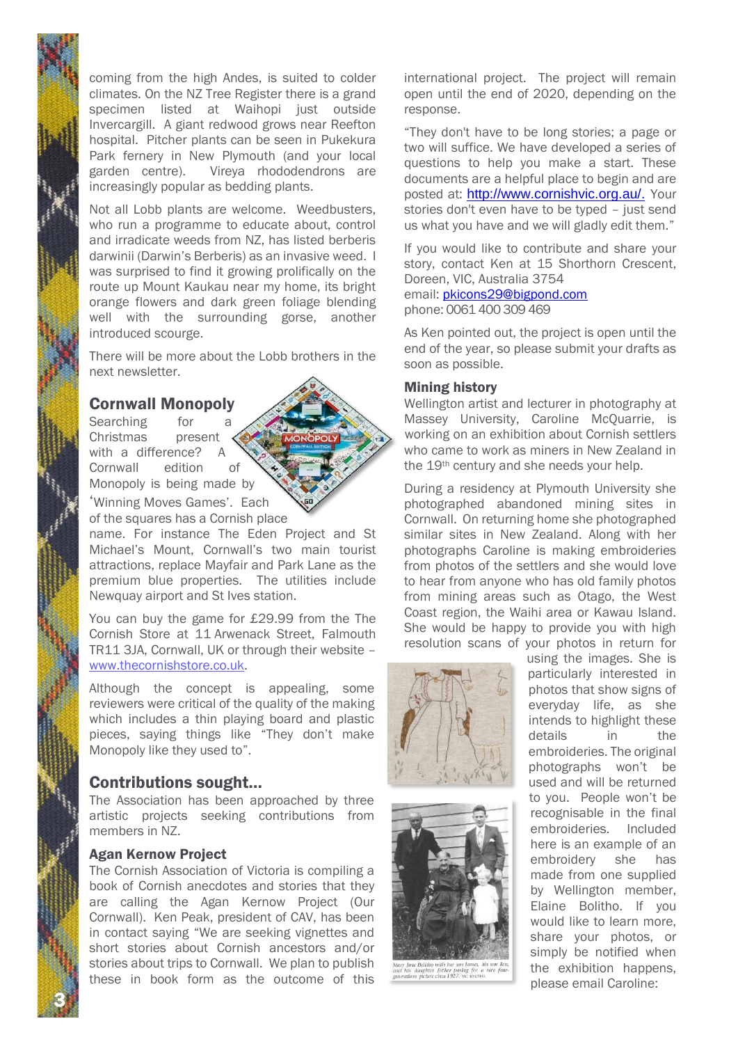coming from the high Andes, is suited to colder climates. On the NZ Tree Register there is a grand specimen listed at Waihopi just outside Invercargill. A giant redwood grows near Reefton hospital. Pitcher plants can be seen in Pukekura Park fernery in New Plymouth (and your local garden centre). Vireya rhododendrons are increasingly popular as bedding plants.

Not all Lobb plants are welcome. Weedbusters, who run a programme to educate about, control and irradicate weeds from NZ, has listed berberis darwinii (Darwin's Berberis) as an invasive weed. I was surprised to find it growing prolifically on the route up Mount Kaukau near my home, its bright orange flowers and dark green foliage blending well with the surrounding gorse, another introduced scourge.

There will be more about the Lobb brothers in the next newsletter.

## Cornwall Monopoly

Searching for a Christmas present with a difference? A Cornwall edition of Monopoly is being made by 'Winning Moves Games'. Each of the squares has a Cornish place name. For instance The Eden Project and St Michael's Mount, Cornwall's two main tourist attractions, replace Mayfair and Park Lane as the premium blue properties. The utilities include Newquay airport and St Ives station.

You can buy the game for £29.99 from the The Cornish Store at 11 Arwenack Street, Falmouth TR11 3JA, Cornwall, UK or through their website – www.thecornishstore.co.uk.

Although the concept is appealing, some reviewers were critical of the quality of the making which includes a thin playing board and plastic pieces, saying things like "They don't make Monopoly like they used to".

## Contributions sought...

The Association has been approached by three artistic projects seeking contributions from members in NZ.

### Agan Kernow Project

The Cornish Association of Victoria is compiling a book of Cornish anecdotes and stories that they are calling the Agan Kernow Project (Our Cornwall). Ken Peak, president of CAV, has been in contact saying "We are seeking vignettes and short stories about Cornish ancestors and/or stories about trips to Cornwall. We plan to publish these in book form as the outcome of this international project. The project will remain open until the end of 2020, depending on the response.

"They don't have to be long stories; a page or two will suffice. We have developed a series of questions to help you make a start. These documents are a helpful place to begin and are posted at: http://www.cornishvic.org.au/. Your stories don't even have to be typed – just send us what you have and we will gladly edit them."

If you would like to contribute and share your story, contact Ken at 15 Shorthorn Crescent, Doreen, VIC, Australia 3754
email: pkicons29@bigpond.com
phone: 0061 400 309 469

As Ken pointed out, the project is open until the end of the year, so please submit your drafts as soon as possible.

### Mining history

Wellington artist and lecturer in photography at Massey University, Caroline McQuarrie, is working on an exhibition about Cornish settlers who came to work as miners in New Zealand in the 19th century and she needs your help.

During a residency at Plymouth University she photographed abandoned mining sites in Cornwall. On returning home she photographed similar sites in New Zealand. Along with her photographs Caroline is making embroideries from photos of the settlers and she would love to hear from anyone who has old family photos from mining areas such as Otago, the West Coast region, the Waihi area or Kawau Island. She would be happy to provide you with high resolution scans of your photos in return for using the images. She is particularly interested in photos that show signs of everyday life, as she intends to highlight these details in the embroideries. The original photographs won't be used and will be returned to you. People won't be recognisable in the final embroideries. Included here is an example of an embroidery she has made from one supplied by Wellington member, Elaine Bolitho. If you would like to learn more, share your photos, or simply be notified when the exhibition happens, please email Caroline:

*Mary Jane Bolitho with her son James, his son Ren, and his daughter Esther posing for a rare four-generations picture circa 1927.*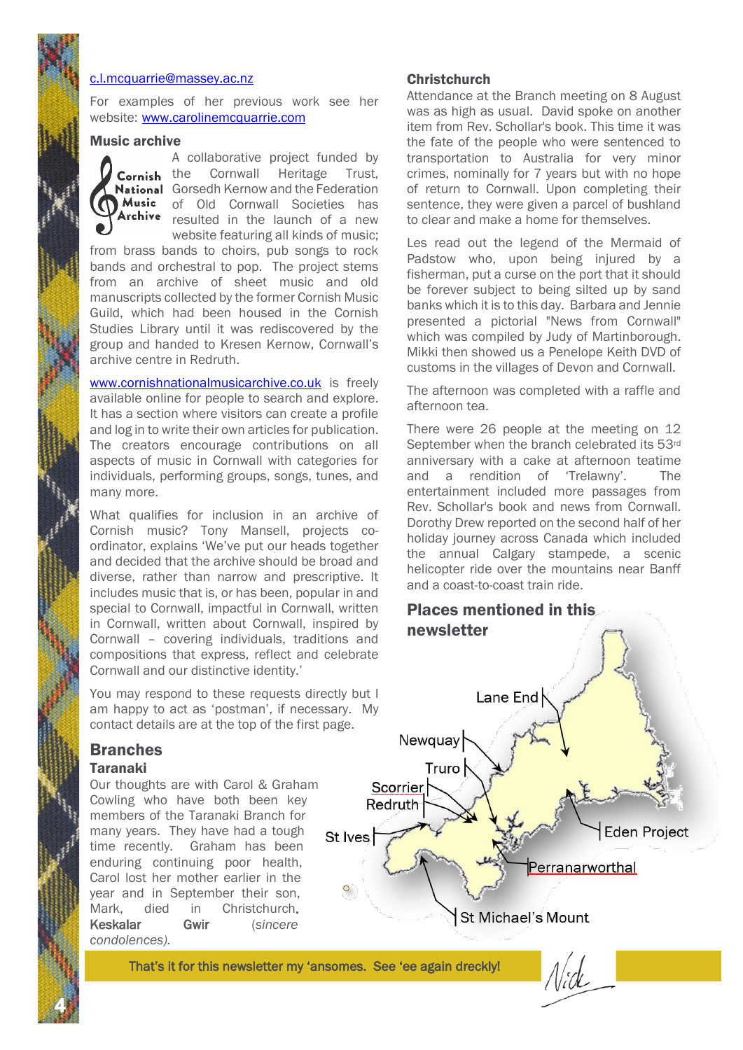c.l.mcquarrie@massey.ac.nz

For examples of her previous work see her website: www.carolinemcquarrie.com

## Music archive

Cornish National Music Archive

A collaborative project funded by the Cornwall Heritage Trust, Gorsedh Kernow and the Federation of Old Cornwall Societies has resulted in the launch of a new website featuring all kinds of music; from brass bands to choirs, pub songs to rock bands and orchestral to pop. The project stems from an archive of sheet music and old manuscripts collected by the former Cornish Music Guild, which had been housed in the Cornish Studies Library until it was rediscovered by the group and handed to Kresen Kernow, Cornwall's archive centre in Redruth.

www.cornishnationalmusicarchive.co.uk is freely available online for people to search and explore. It has a section where visitors can create a profile and log in to write their own articles for publication. The creators encourage contributions on all aspects of music in Cornwall with categories for individuals, performing groups, songs, tunes, and many more.

What qualifies for inclusion in an archive of Cornish music? Tony Mansell, projects co-ordinator, explains 'We've put our heads together and decided that the archive should be broad and diverse, rather than narrow and prescriptive. It includes music that is, or has been, popular in and special to Cornwall, impactful in Cornwall, written in Cornwall, written about Cornwall, inspired by Cornwall – covering individuals, traditions and compositions that express, reflect and celebrate Cornwall and our distinctive identity.'

You may respond to these requests directly but I am happy to act as 'postman', if necessary. My contact details are at the top of the first page.

## Branches

### Taranaki

Our thoughts are with Carol & Graham Cowling who have both been key members of the Taranaki Branch for many years. They have had a tough time recently. Graham has been enduring continuing poor health, Carol lost her mother earlier in the year and in September their son, Mark, died in Christchurch. **Keskalar Gwir** (*sincere condolences*).

### Christchurch

Attendance at the Branch meeting on 8 August was as high as usual. David spoke on another item from Rev. Scholar's book. This time it was the fate of the people who were sentenced to transportation to Australia for very minor crimes, nominally for 7 years but with no hope of return to Cornwall. Upon completing their sentence, they were given a parcel of bushland to clear and make a home for themselves.

Les read out the legend of the Mermaid of Padstow who, upon being injured by a fisherman, put a curse on the port that it should be forever subject to being silted up by sand banks which it is to this day. Barbara and Jennie presented a pictorial "News from Cornwall" which was compiled by Judy of Martinborough. Mikki then showed us a Penelope Keith DVD of customs in the villages of Devon and Cornwall.

The afternoon was completed with a raffle and afternoon tea.

There were 26 people at the meeting on 12 September when the branch celebrated its 53rd anniversary with a cake at afternoon teatime and a rendition of 'Trelawny'. The entertainment included more passages from Rev. Scholar's book and news from Cornwall. Dorothy Drew reported on the second half of her holiday journey across Canada which included the annual Calgary stampede, a scenic helicopter ride over the mountains near Banff and a coast-to-coast train ride.

## Places mentioned in this newsletter

Lane End
Newquay
Truro
Scorrier
Redruth
St Ives
Eden Project
Perranarworthal
St Michael's Mount

That's it for this newsletter my 'ansomes. See 'ee again dreckly!

Nick